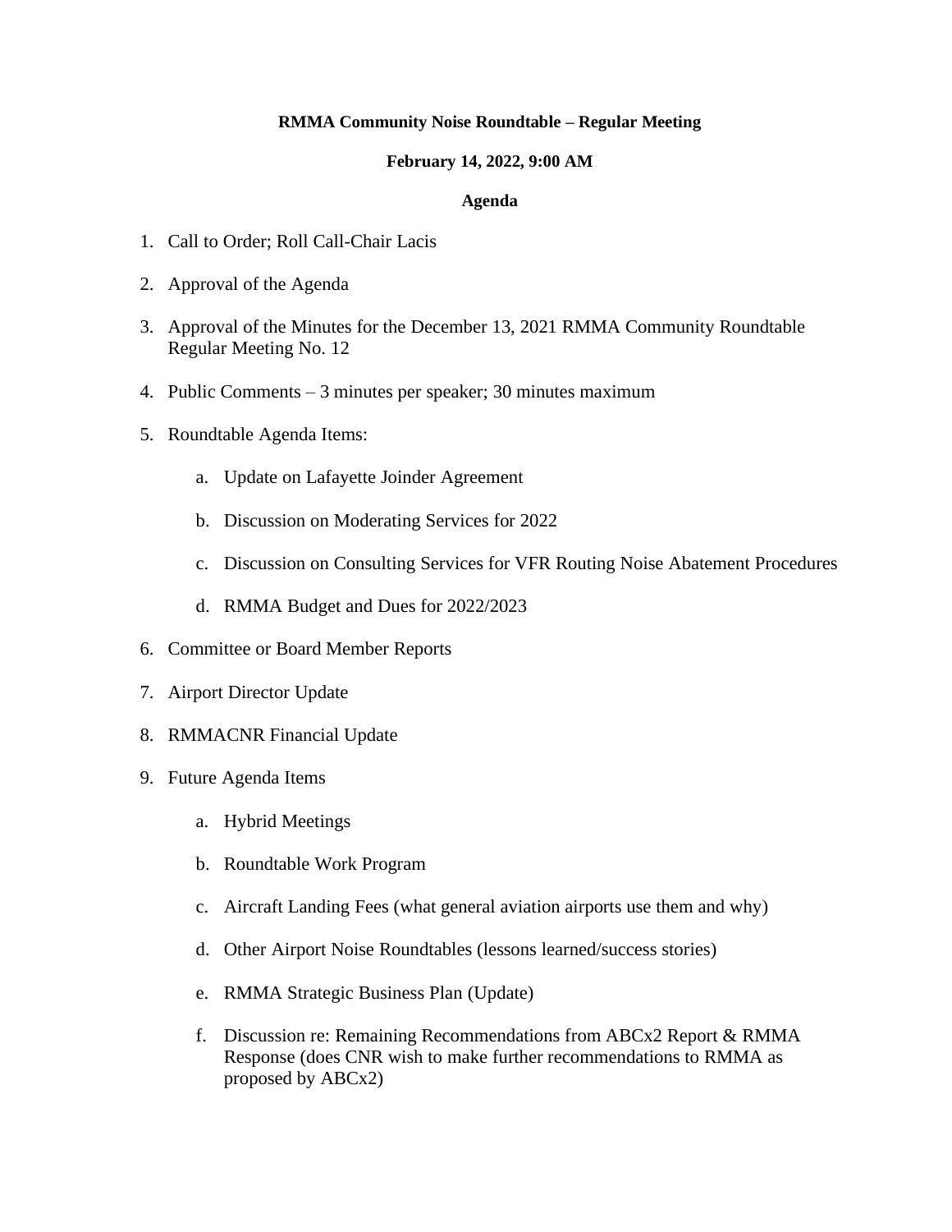**RMMA Community Noise Roundtable – Regular Meeting**

**February 14, 2022, 9:00 AM**

**Agenda**

1. Call to Order; Roll Call-Chair Lacis
2. Approval of the Agenda
3. Approval of the Minutes for the December 13, 2021 RMMA Community Roundtable Regular Meeting No. 12
4. Public Comments – 3 minutes per speaker; 30 minutes maximum
5. Roundtable Agenda Items:
    a. Update on Lafayette Joinder Agreement
    b. Discussion on Moderating Services for 2022
    c. Discussion on Consulting Services for VFR Routing Noise Abatement Procedures
    d. RMMA Budget and Dues for 2022/2023
6. Committee or Board Member Reports
7. Airport Director Update
8. RMMACNR Financial Update
9. Future Agenda Items
    a. Hybrid Meetings
    b. Roundtable Work Program
    c. Aircraft Landing Fees (what general aviation airports use them and why)
    d. Other Airport Noise Roundtables (lessons learned/success stories)
    e. RMMA Strategic Business Plan (Update)
    f. Discussion re: Remaining Recommendations from ABCx2 Report & RMMA Response (does CNR wish to make further recommendations to RMMA as proposed by ABCx2)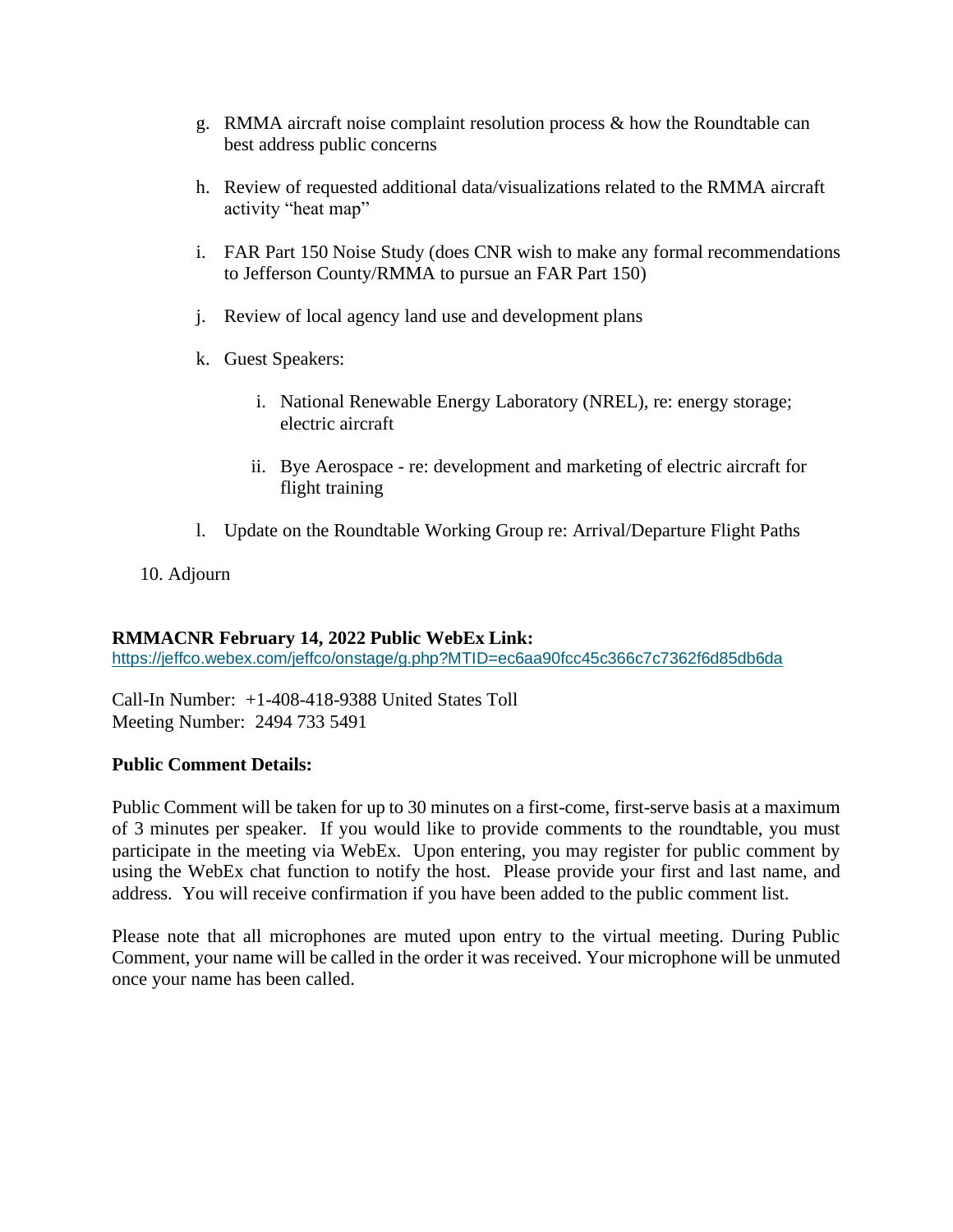g. RMMA aircraft noise complaint resolution process & how the Roundtable can best address public concerns

h. Review of requested additional data/visualizations related to the RMMA aircraft activity "heat map"

i. FAR Part 150 Noise Study (does CNR wish to make any formal recommendations to Jefferson County/RMMA to pursue an FAR Part 150)

j. Review of local agency land use and development plans

k. Guest Speakers:

   i. National Renewable Energy Laboratory (NREL), re: energy storage; electric aircraft

   ii. Bye Aerospace - re: development and marketing of electric aircraft for flight training

l. Update on the Roundtable Working Group re: Arrival/Departure Flight Paths

10. Adjourn

**RMMACNR February 14, 2022 Public WebEx Link:**
https://jeffco.webex.com/jeffco/onstage/g.php?MTID=ec6aa90fcc45c366c7c7362f6d85db6da

Call-In Number: +1-408-418-9388 United States Toll
Meeting Number: 2494 733 5491

**Public Comment Details:**

Public Comment will be taken for up to 30 minutes on a first-come, first-serve basis at a maximum of 3 minutes per speaker. If you would like to provide comments to the roundtable, you must participate in the meeting via WebEx. Upon entering, you may register for public comment by using the WebEx chat function to notify the host. Please provide your first and last name, and address. You will receive confirmation if you have been added to the public comment list.

Please note that all microphones are muted upon entry to the virtual meeting. During Public Comment, your name will be called in the order it was received. Your microphone will be unmuted once your name has been called.